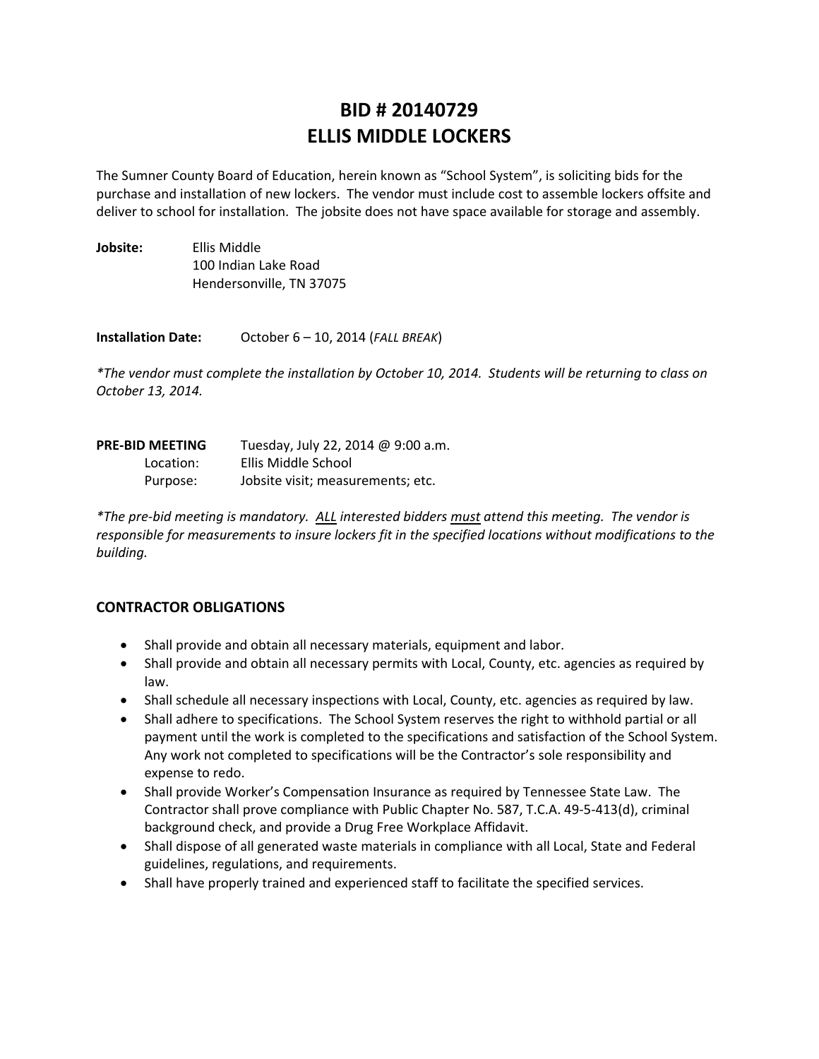# BID # 20140729
# ELLIS MIDDLE LOCKERS

The Sumner County Board of Education, herein known as "School System", is soliciting bids for the purchase and installation of new lockers. The vendor must include cost to assemble lockers offsite and deliver to school for installation. The jobsite does not have space available for storage and assembly.

**Jobsite:** Ellis Middle
100 Indian Lake Road
Hendersonville, TN 37075

**Installation Date:** October 6 – 10, 2014 (*FALL BREAK*)

*\*The vendor must complete the installation by October 10, 2014. Students will be returning to class on October 13, 2014.*

**PRE-BID MEETING** Tuesday, July 22, 2014 @ 9:00 a.m.
Location: Ellis Middle School
Purpose: Jobsite visit; measurements; etc.

*\*The pre-bid meeting is mandatory. ALL interested bidders must attend this meeting. The vendor is responsible for measurements to insure lockers fit in the specified locations without modifications to the building.*

## CONTRACTOR OBLIGATIONS

- Shall provide and obtain all necessary materials, equipment and labor.
- Shall provide and obtain all necessary permits with Local, County, etc. agencies as required by law.
- Shall schedule all necessary inspections with Local, County, etc. agencies as required by law.
- Shall adhere to specifications. The School System reserves the right to withhold partial or all payment until the work is completed to the specifications and satisfaction of the School System. Any work not completed to specifications will be the Contractor's sole responsibility and expense to redo.
- Shall provide Worker's Compensation Insurance as required by Tennessee State Law. The Contractor shall prove compliance with Public Chapter No. 587, T.C.A. 49-5-413(d), criminal background check, and provide a Drug Free Workplace Affidavit.
- Shall dispose of all generated waste materials in compliance with all Local, State and Federal guidelines, regulations, and requirements.
- Shall have properly trained and experienced staff to facilitate the specified services.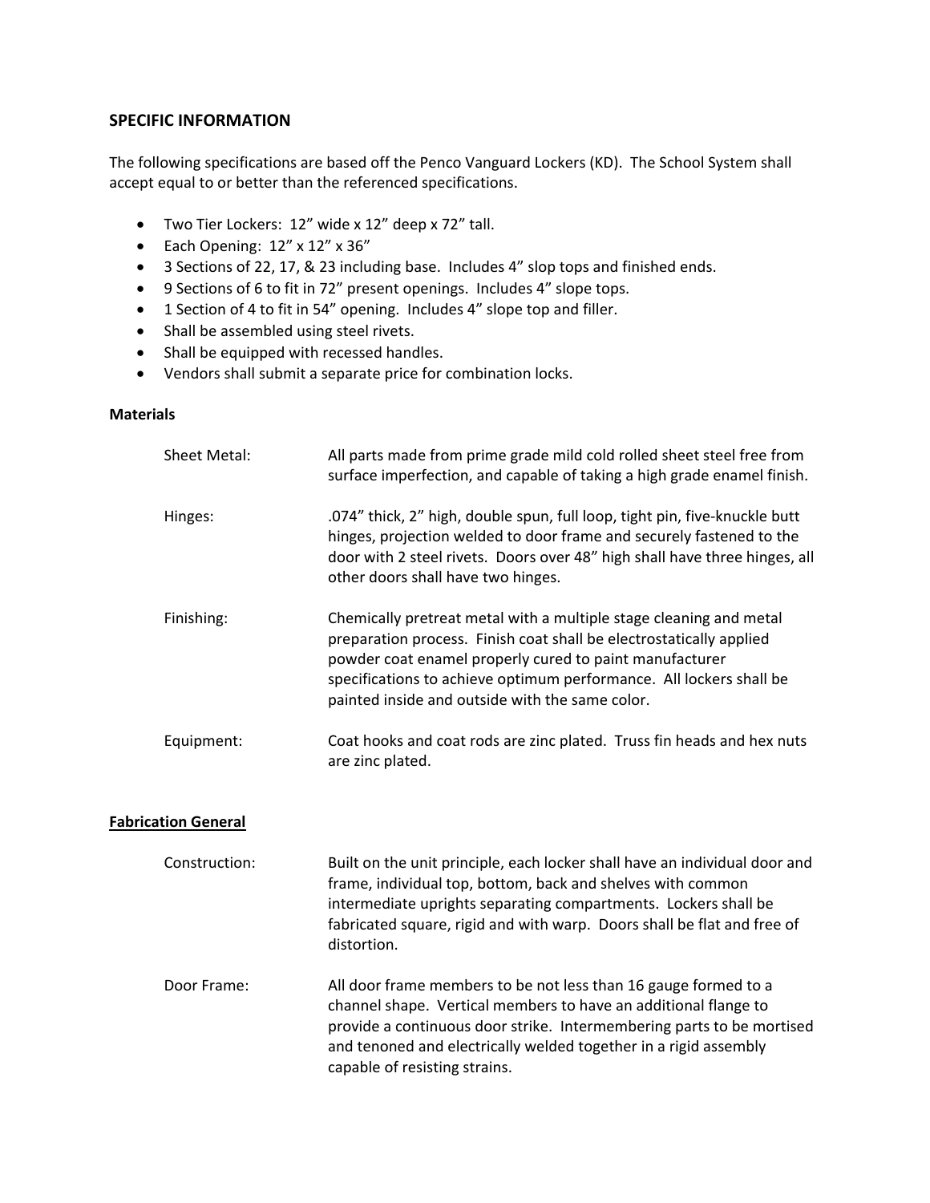### SPECIFIC INFORMATION

The following specifications are based off the Penco Vanguard Lockers (KD). The School System shall accept equal to or better than the referenced specifications.

- Two Tier Lockers: 12" wide x 12" deep x 72" tall.
- Each Opening: 12" x 12" x 36"
- 3 Sections of 22, 17, & 23 including base. Includes 4" slop tops and finished ends.
- 9 Sections of 6 to fit in 72" present openings. Includes 4" slope tops.
- 1 Section of 4 to fit in 54" opening. Includes 4" slope top and filler.
- Shall be assembled using steel rivets.
- Shall be equipped with recessed handles.
- Vendors shall submit a separate price for combination locks.

**Materials**

| | |
|---|---|
| Sheet Metal: | All parts made from prime grade mild cold rolled sheet steel free from surface imperfection, and capable of taking a high grade enamel finish. |
| Hinges: | .074" thick, 2" high, double spun, full loop, tight pin, five-knuckle butt hinges, projection welded to door frame and securely fastened to the door with 2 steel rivets. Doors over 48" high shall have three hinges, all other doors shall have two hinges. |
| Finishing: | Chemically pretreat metal with a multiple stage cleaning and metal preparation process. Finish coat shall be electrostatically applied powder coat enamel properly cured to paint manufacturer specifications to achieve optimum performance. All lockers shall be painted inside and outside with the same color. |
| Equipment: | Coat hooks and coat rods are zinc plated. Truss fin heads and hex nuts are zinc plated. |

**Fabrication General**

| | |
|---|---|
| Construction: | Built on the unit principle, each locker shall have an individual door and frame, individual top, bottom, back and shelves with common intermediate uprights separating compartments. Lockers shall be fabricated square, rigid and with warp. Doors shall be flat and free of distortion. |
| Door Frame: | All door frame members to be not less than 16 gauge formed to a channel shape. Vertical members to have an additional flange to provide a continuous door strike. Intermembering parts to be mortised and tenoned and electrically welded together in a rigid assembly capable of resisting strains. |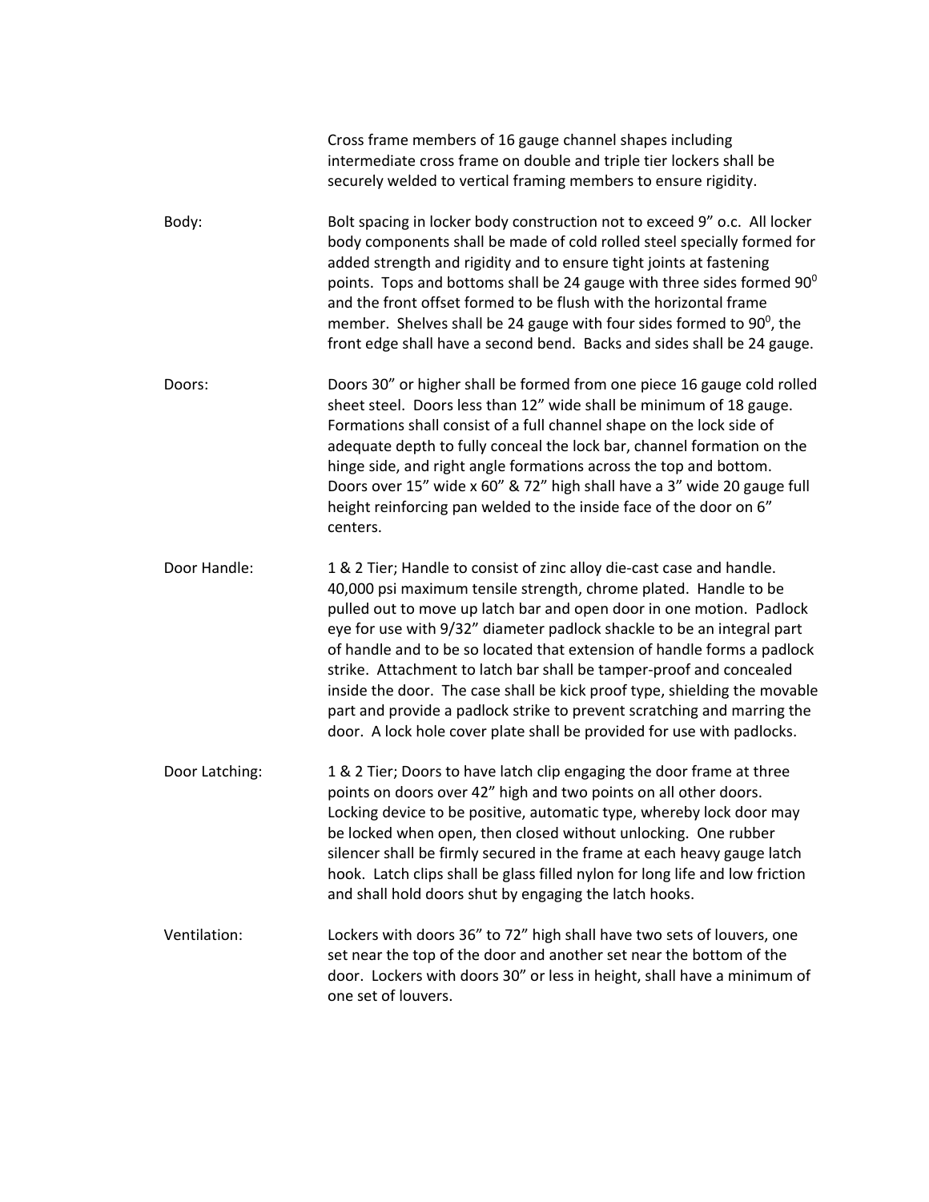Cross frame members of 16 gauge channel shapes including intermediate cross frame on double and triple tier lockers shall be securely welded to vertical framing members to ensure rigidity.

**Body:** Bolt spacing in locker body construction not to exceed 9" o.c. All locker body components shall be made of cold rolled steel specially formed for added strength and rigidity and to ensure tight joints at fastening points. Tops and bottoms shall be 24 gauge with three sides formed $90^0$ and the front offset formed to be flush with the horizontal frame member. Shelves shall be 24 gauge with four sides formed to $90^0$, the front edge shall have a second bend. Backs and sides shall be 24 gauge.

**Doors:** Doors 30" or higher shall be formed from one piece 16 gauge cold rolled sheet steel. Doors less than 12" wide shall be minimum of 18 gauge. Formations shall consist of a full channel shape on the lock side of adequate depth to fully conceal the lock bar, channel formation on the hinge side, and right angle formations across the top and bottom. Doors over 15" wide x 60" & 72" high shall have a 3" wide 20 gauge full height reinforcing pan welded to the inside face of the door on 6" centers.

**Door Handle:** 1 & 2 Tier; Handle to consist of zinc alloy die-cast case and handle. 40,000 psi maximum tensile strength, chrome plated. Handle to be pulled out to move up latch bar and open door in one motion. Padlock eye for use with 9/32" diameter padlock shackle to be an integral part of handle and to be so located that extension of handle forms a padlock strike. Attachment to latch bar shall be tamper-proof and concealed inside the door. The case shall be kick proof type, shielding the movable part and provide a padlock strike to prevent scratching and marring the door. A lock hole cover plate shall be provided for use with padlocks.

**Door Latching:** 1 & 2 Tier; Doors to have latch clip engaging the door frame at three points on doors over 42" high and two points on all other doors. Locking device to be positive, automatic type, whereby lock door may be locked when open, then closed without unlocking. One rubber silencer shall be firmly secured in the frame at each heavy gauge latch hook. Latch clips shall be glass filled nylon for long life and low friction and shall hold doors shut by engaging the latch hooks.

**Ventilation:** Lockers with doors 36" to 72" high shall have two sets of louvers, one set near the top of the door and another set near the bottom of the door. Lockers with doors 30" or less in height, shall have a minimum of one set of louvers.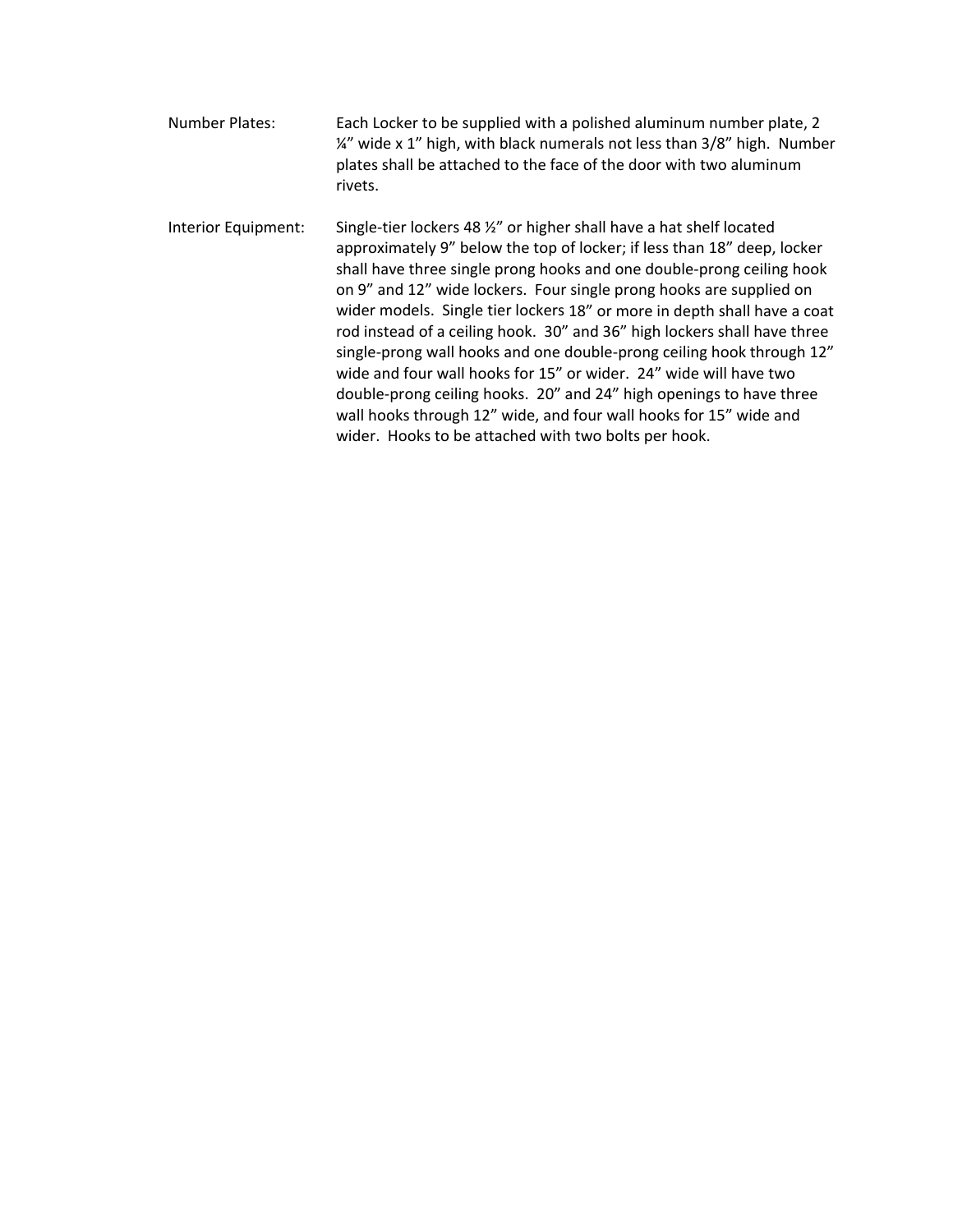Number Plates: Each Locker to be supplied with a polished aluminum number plate, 2 ¼" wide x 1" high, with black numerals not less than 3/8" high. Number plates shall be attached to the face of the door with two aluminum rivets.

Interior Equipment: Single-tier lockers 48 ½" or higher shall have a hat shelf located approximately 9" below the top of locker; if less than 18" deep, locker shall have three single prong hooks and one double-prong ceiling hook on 9" and 12" wide lockers. Four single prong hooks are supplied on wider models. Single tier lockers 18" or more in depth shall have a coat rod instead of a ceiling hook. 30" and 36" high lockers shall have three single-prong wall hooks and one double-prong ceiling hook through 12" wide and four wall hooks for 15" or wider. 24" wide will have two double-prong ceiling hooks. 20" and 24" high openings to have three wall hooks through 12" wide, and four wall hooks for 15" wide and wider. Hooks to be attached with two bolts per hook.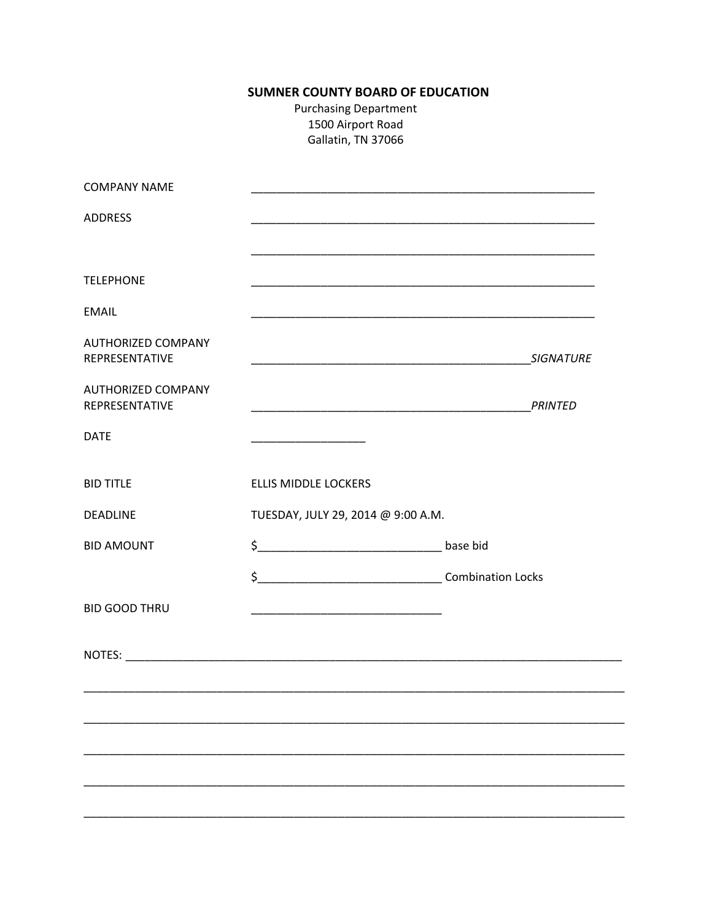**SUMNER COUNTY BOARD OF EDUCATION**

Purchasing Department
1500 Airport Road
Gallatin, TN 37066

| | |
|---|---|
| COMPANY NAME | _______________________________________________ |
| ADDRESS | _______________________________________________ |
| | _______________________________________________ |
| TELEPHONE | _______________________________________________ |
| EMAIL | _______________________________________________ |
| AUTHORIZED COMPANY REPRESENTATIVE | _______________________________________ *SIGNATURE* |
| AUTHORIZED COMPANY REPRESENTATIVE | _______________________________________ *PRINTED* |
| DATE | ________________ |
| BID TITLE | ELLIS MIDDLE LOCKERS |
| DEADLINE | TUESDAY, JULY 29, 2014 @ 9:00 A.M. |
| BID AMOUNT | $__________________________ base bid |
| | $__________________________ Combination Locks |
| BID GOOD THRU | ___________________________ |

NOTES: ___________________________________________________________________________

_________________________________________________________________________________

_________________________________________________________________________________

_________________________________________________________________________________

_________________________________________________________________________________

_________________________________________________________________________________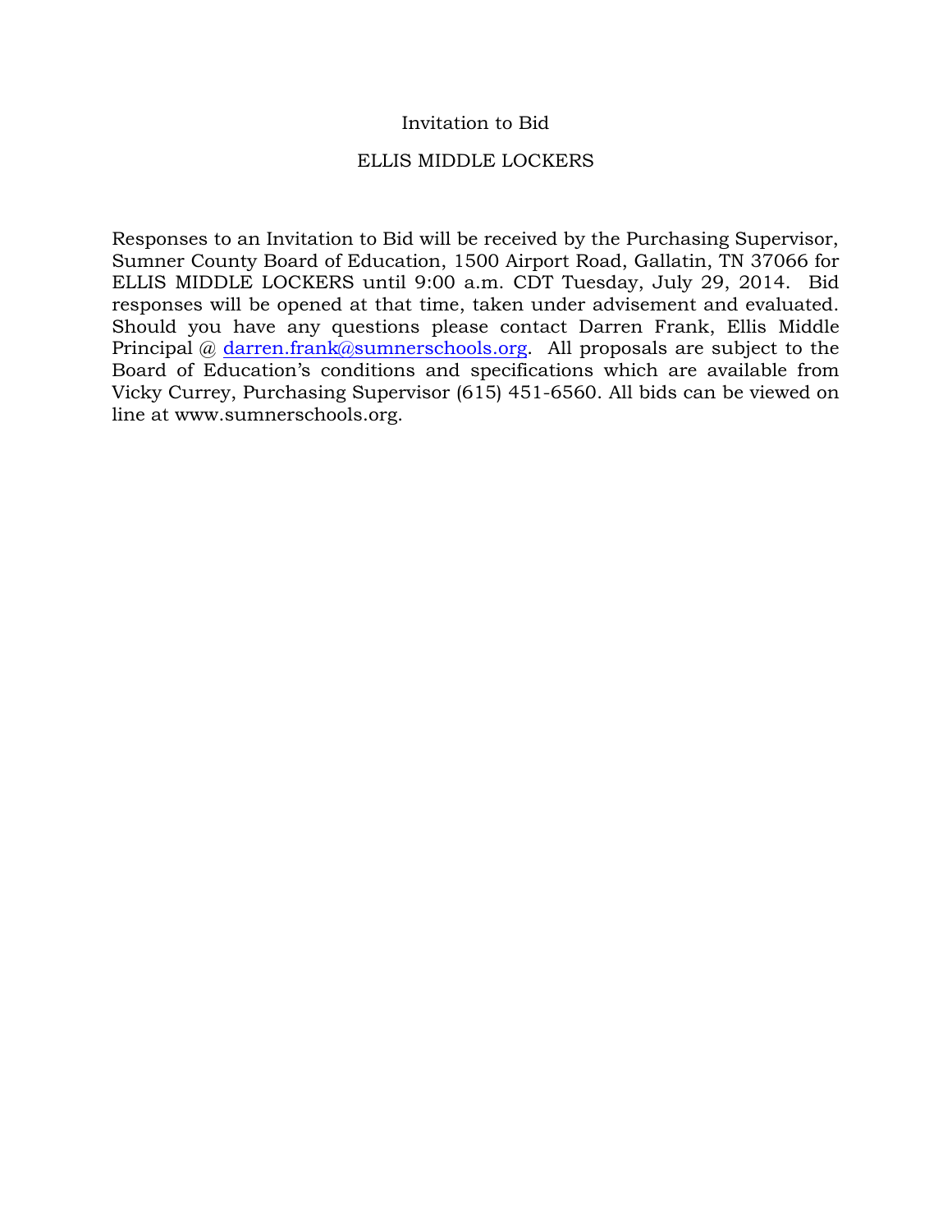# Invitation to Bid

## ELLIS MIDDLE LOCKERS

Responses to an Invitation to Bid will be received by the Purchasing Supervisor, Sumner County Board of Education, 1500 Airport Road, Gallatin, TN 37066 for ELLIS MIDDLE LOCKERS until 9:00 a.m. CDT Tuesday, July 29, 2014. Bid responses will be opened at that time, taken under advisement and evaluated. Should you have any questions please contact Darren Frank, Ellis Middle Principal @ darren.frank@sumnerschools.org. All proposals are subject to the Board of Education's conditions and specifications which are available from Vicky Currey, Purchasing Supervisor (615) 451-6560. All bids can be viewed on line at www.sumnerschools.org.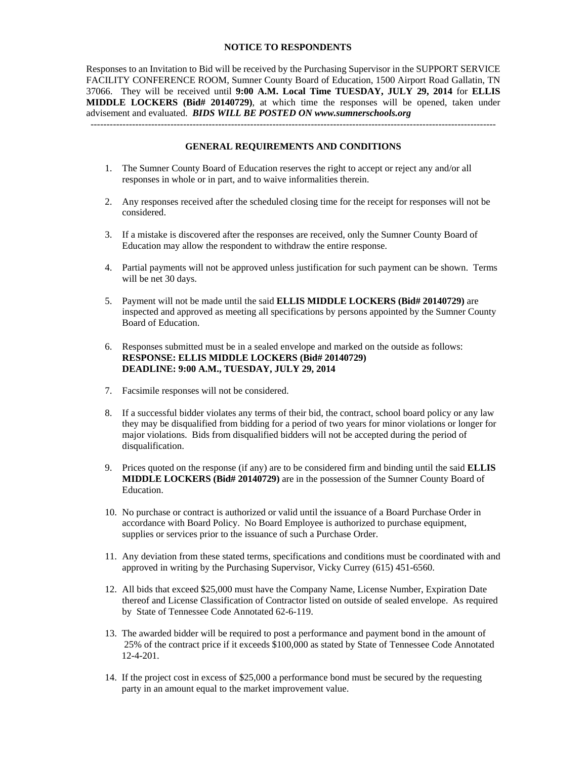## NOTICE TO RESPONDENTS

Responses to an Invitation to Bid will be received by the Purchasing Supervisor in the SUPPORT SERVICE FACILITY CONFERENCE ROOM, Sumner County Board of Education, 1500 Airport Road Gallatin, TN 37066. They will be received until **9:00 A.M. Local Time TUESDAY, JULY 29, 2014** for **ELLIS MIDDLE LOCKERS (Bid# 20140729)**, at which time the responses will be opened, taken under advisement and evaluated. ***BIDS WILL BE POSTED ON www.sumnerschools.org***

---

## GENERAL REQUIREMENTS AND CONDITIONS

1. The Sumner County Board of Education reserves the right to accept or reject any and/or all responses in whole or in part, and to waive informalities therein.

2. Any responses received after the scheduled closing time for the receipt for responses will not be considered.

3. If a mistake is discovered after the responses are received, only the Sumner County Board of Education may allow the respondent to withdraw the entire response.

4. Partial payments will not be approved unless justification for such payment can be shown. Terms will be net 30 days.

5. Payment will not be made until the said **ELLIS MIDDLE LOCKERS (Bid# 20140729)** are inspected and approved as meeting all specifications by persons appointed by the Sumner County Board of Education.

6. Responses submitted must be in a sealed envelope and marked on the outside as follows:
   **RESPONSE: ELLIS MIDDLE LOCKERS (Bid# 20140729)**
   **DEADLINE: 9:00 A.M., TUESDAY, JULY 29, 2014**

7. Facsimile responses will not be considered.

8. If a successful bidder violates any terms of their bid, the contract, school board policy or any law they may be disqualified from bidding for a period of two years for minor violations or longer for major violations. Bids from disqualified bidders will not be accepted during the period of disqualification.

9. Prices quoted on the response (if any) are to be considered firm and binding until the said **ELLIS MIDDLE LOCKERS (Bid# 20140729)** are in the possession of the Sumner County Board of Education.

10. No purchase or contract is authorized or valid until the issuance of a Board Purchase Order in accordance with Board Policy. No Board Employee is authorized to purchase equipment, supplies or services prior to the issuance of such a Purchase Order.

11. Any deviation from these stated terms, specifications and conditions must be coordinated with and approved in writing by the Purchasing Supervisor, Vicky Currey (615) 451-6560.

12. All bids that exceed $25,000 must have the Company Name, License Number, Expiration Date thereof and License Classification of Contractor listed on outside of sealed envelope. As required by State of Tennessee Code Annotated 62-6-119.

13. The awarded bidder will be required to post a performance and payment bond in the amount of 25% of the contract price if it exceeds $100,000 as stated by State of Tennessee Code Annotated 12-4-201.

14. If the project cost in excess of $25,000 a performance bond must be secured by the requesting party in an amount equal to the market improvement value.